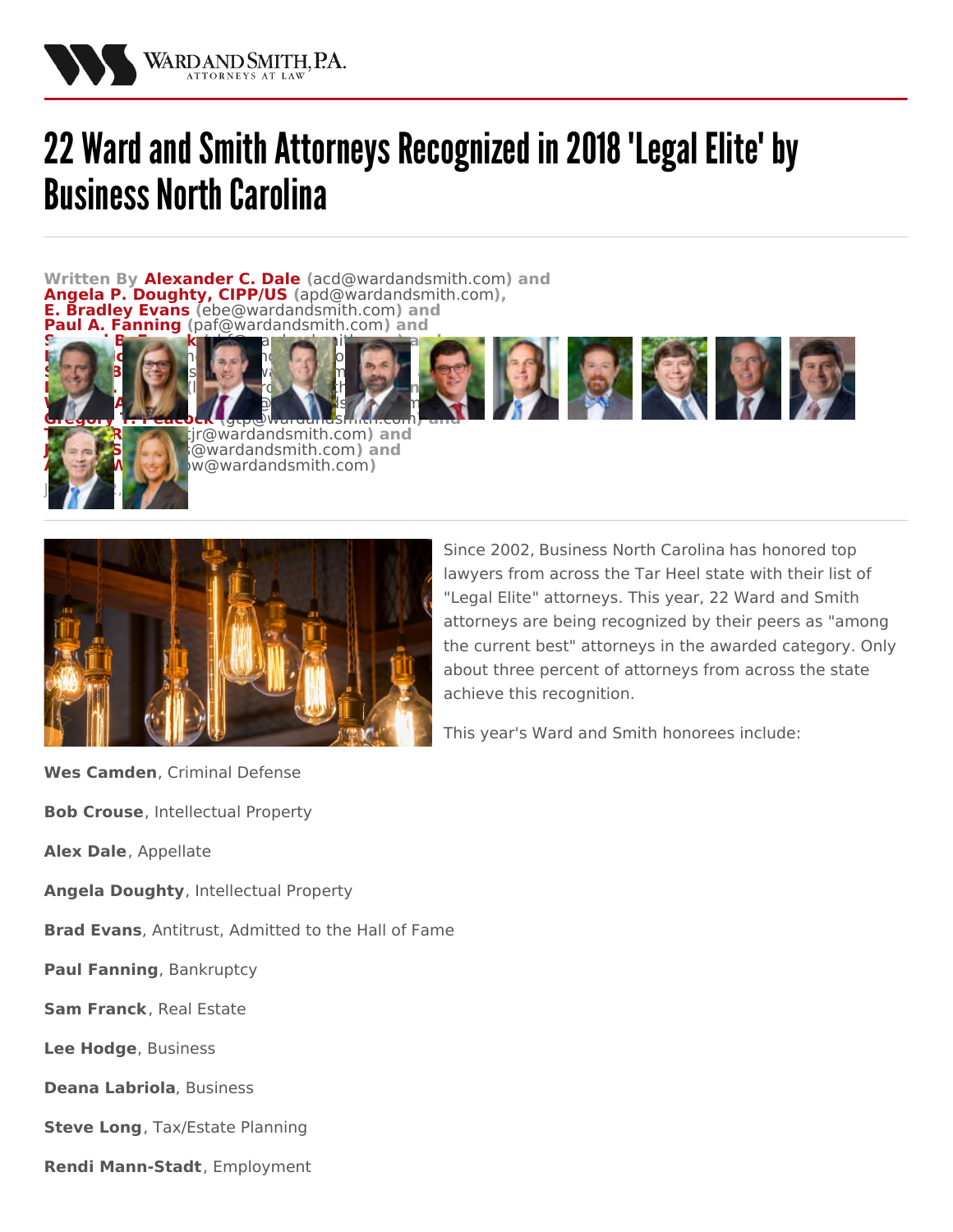# 22 Ward and Smith Attorneys Recognized in 2018 'Legal Elite' by Business North Carolina

**Written By Alexander C. Dale** (acd@wardandsmith.com) **and Angela P. Doughty, CIPP/US** (apd@wardandsmith.com), **E. Bradley Evans** (ebe@wardandsmith.com) **and Paul A. Fanning** (paf@wardandsmith.com) **and** ... **Gregory T. Peacock** (gtp@wardandsmith.com) **and** ... (...jr@wardandsmith.com) **and** ... (...@wardandsmith.com) **and** ... (...w@wardandsmith.com)

Since 2002, Business North Carolina has honored top lawyers from across the Tar Heel state with their list of "Legal Elite" attorneys. This year, 22 Ward and Smith attorneys are being recognized by their peers as "among the current best" attorneys in the awarded category. Only about three percent of attorneys from across the state achieve this recognition.

This year's Ward and Smith honorees include:

**Wes Camden**, Criminal Defense

**Bob Crouse**, Intellectual Property

**Alex Dale**, Appellate

**Angela Doughty**, Intellectual Property

**Brad Evans**, Antitrust, Admitted to the Hall of Fame

**Paul Fanning**, Bankruptcy

**Sam Franck**, Real Estate

**Lee Hodge**, Business

**Deana Labriola**, Business

**Steve Long**, Tax/Estate Planning

**Rendi Mann-Stadt**, Employment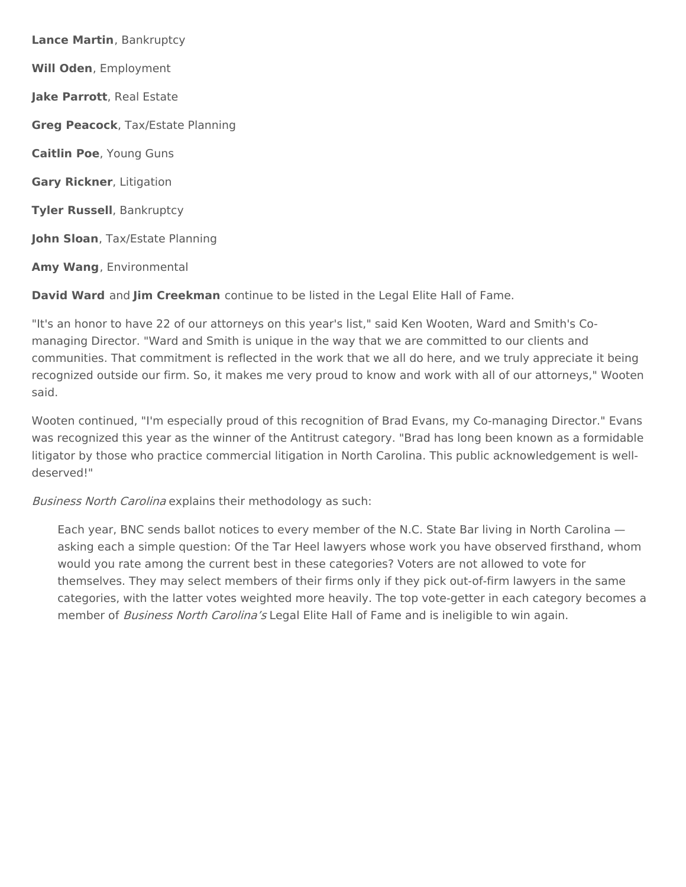**Lance Martin**, Bankruptcy

**Will Oden**, Employment

**Jake Parrott**, Real Estate

**Greg Peacock**, Tax/Estate Planning

**Caitlin Poe**, Young Guns

**Gary Rickner**, Litigation

**Tyler Russell**, Bankruptcy

**John Sloan**, Tax/Estate Planning

**Amy Wang**, Environmental

**David Ward** and **Jim Creekman** continue to be listed in the Legal Elite Hall of Fame.

"It's an honor to have 22 of our attorneys on this year's list," said Ken Wooten, Ward and Smith's Co-managing Director. "Ward and Smith is unique in the way that we are committed to our clients and communities. That commitment is reflected in the work that we all do here, and we truly appreciate it being recognized outside our firm. So, it makes me very proud to know and work with all of our attorneys," Wooten said.

Wooten continued, "I'm especially proud of this recognition of Brad Evans, my Co-managing Director." Evans was recognized this year as the winner of the Antitrust category. "Brad has long been known as a formidable litigator by those who practice commercial litigation in North Carolina. This public acknowledgement is well-deserved!"

*Business North Carolina* explains their methodology as such:

> Each year, BNC sends ballot notices to every member of the N.C. State Bar living in North Carolina — asking each a simple question: Of the Tar Heel lawyers whose work you have observed firsthand, whom would you rate among the current best in these categories? Voters are not allowed to vote for themselves. They may select members of their firms only if they pick out-of-firm lawyers in the same categories, with the latter votes weighted more heavily. The top vote-getter in each category becomes a member of *Business North Carolina's* Legal Elite Hall of Fame and is ineligible to win again.